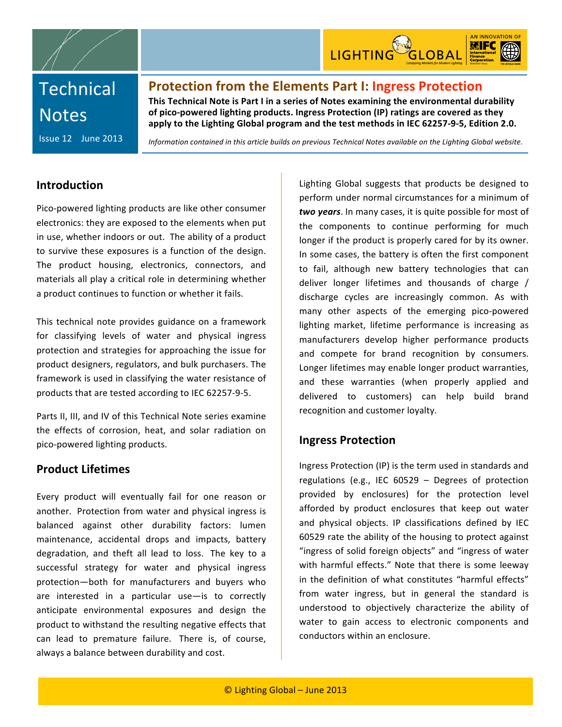Technical Notes

Issue 12 June 2013

# Protection from the Elements Part I: Ingress Protection

**This Technical Note is Part I in a series of Notes examining the environmental durability of pico-powered lighting products. Ingress Protection (IP) ratings are covered as they apply to the Lighting Global program and the test methods in IEC 62257-9-5, Edition 2.0.**

*Information contained in this article builds on previous Technical Notes available on the Lighting Global website.*

## Introduction

Pico-powered lighting products are like other consumer electronics: they are exposed to the elements when put in use, whether indoors or out. The ability of a product to survive these exposures is a function of the design. The product housing, electronics, connectors, and materials all play a critical role in determining whether a product continues to function or whether it fails.

This technical note provides guidance on a framework for classifying levels of water and physical ingress protection and strategies for approaching the issue for product designers, regulators, and bulk purchasers. The framework is used in classifying the water resistance of products that are tested according to IEC 62257-9-5.

Parts II, III, and IV of this Technical Note series examine the effects of corrosion, heat, and solar radiation on pico-powered lighting products.

## Product Lifetimes

Every product will eventually fail for one reason or another. Protection from water and physical ingress is balanced against other durability factors: lumen maintenance, accidental drops and impacts, battery degradation, and theft all lead to loss. The key to a successful strategy for water and physical ingress protection—both for manufacturers and buyers who are interested in a particular use—is to correctly anticipate environmental exposures and design the product to withstand the resulting negative effects that can lead to premature failure. There is, of course, always a balance between durability and cost.

Lighting Global suggests that products be designed to perform under normal circumstances for a minimum of ***two years***. In many cases, it is quite possible for most of the components to continue performing for much longer if the product is properly cared for by its owner. In some cases, the battery is often the first component to fail, although new battery technologies that can deliver longer lifetimes and thousands of charge / discharge cycles are increasingly common. As with many other aspects of the emerging pico-powered lighting market, lifetime performance is increasing as manufacturers develop higher performance products and compete for brand recognition by consumers. Longer lifetimes may enable longer product warranties, and these warranties (when properly applied and delivered to customers) can help build brand recognition and customer loyalty.

## Ingress Protection

Ingress Protection (IP) is the term used in standards and regulations (e.g., IEC 60529 – Degrees of protection provided by enclosures) for the protection level afforded by product enclosures that keep out water and physical objects. IP classifications defined by IEC 60529 rate the ability of the housing to protect against "ingress of solid foreign objects" and "ingress of water with harmful effects." Note that there is some leeway in the definition of what constitutes "harmful effects" from water ingress, but in general the standard is understood to objectively characterize the ability of water to gain access to electronic components and conductors within an enclosure.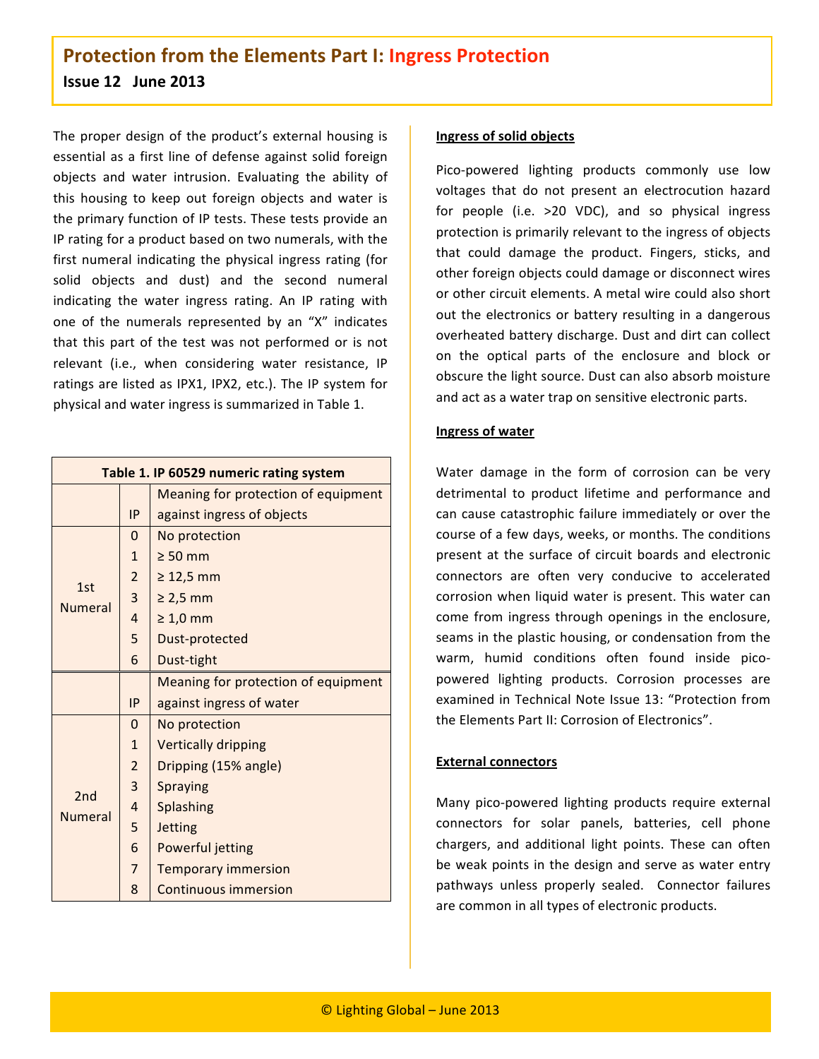## Protection from the Elements Part I: Ingress Protection

**Issue 12 June 2013**

The proper design of the product's external housing is essential as a first line of defense against solid foreign objects and water intrusion. Evaluating the ability of this housing to keep out foreign objects and water is the primary function of IP tests. These tests provide an IP rating for a product based on two numerals, with the first numeral indicating the physical ingress rating (for solid objects and dust) and the second numeral indicating the water ingress rating. An IP rating with one of the numerals represented by an "X" indicates that this part of the test was not performed or is not relevant (i.e., when considering water resistance, IP ratings are listed as IPX1, IPX2, etc.). The IP system for physical and water ingress is summarized in Table 1.

| Table 1. IP 60529 numeric rating system | | |
|---|---|---|
| | IP | Meaning for protection of equipment against ingress of objects |
| 1st Numeral | 0 | No protection |
| | 1 | ≥ 50 mm |
| | 2 | ≥ 12,5 mm |
| | 3 | ≥ 2,5 mm |
| | 4 | ≥ 1,0 mm |
| | 5 | Dust-protected |
| | 6 | Dust-tight |
| | IP | Meaning for protection of equipment against ingress of water |
| 2nd Numeral | 0 | No protection |
| | 1 | Vertically dripping |
| | 2 | Dripping (15% angle) |
| | 3 | Spraying |
| | 4 | Splashing |
| | 5 | Jetting |
| | 6 | Powerful jetting |
| | 7 | Temporary immersion |
| | 8 | Continuous immersion |

**Ingress of solid objects**

Pico-powered lighting products commonly use low voltages that do not present an electrocution hazard for people (i.e. >20 VDC), and so physical ingress protection is primarily relevant to the ingress of objects that could damage the product. Fingers, sticks, and other foreign objects could damage or disconnect wires or other circuit elements. A metal wire could also short out the electronics or battery resulting in a dangerous overheated battery discharge. Dust and dirt can collect on the optical parts of the enclosure and block or obscure the light source. Dust can also absorb moisture and act as a water trap on sensitive electronic parts.

**Ingress of water**

Water damage in the form of corrosion can be very detrimental to product lifetime and performance and can cause catastrophic failure immediately or over the course of a few days, weeks, or months. The conditions present at the surface of circuit boards and electronic connectors are often very conducive to accelerated corrosion when liquid water is present. This water can come from ingress through openings in the enclosure, seams in the plastic housing, or condensation from the warm, humid conditions often found inside pico-powered lighting products. Corrosion processes are examined in Technical Note Issue 13: "Protection from the Elements Part II: Corrosion of Electronics".

**External connectors**

Many pico-powered lighting products require external connectors for solar panels, batteries, cell phone chargers, and additional light points. These can often be weak points in the design and serve as water entry pathways unless properly sealed. Connector failures are common in all types of electronic products.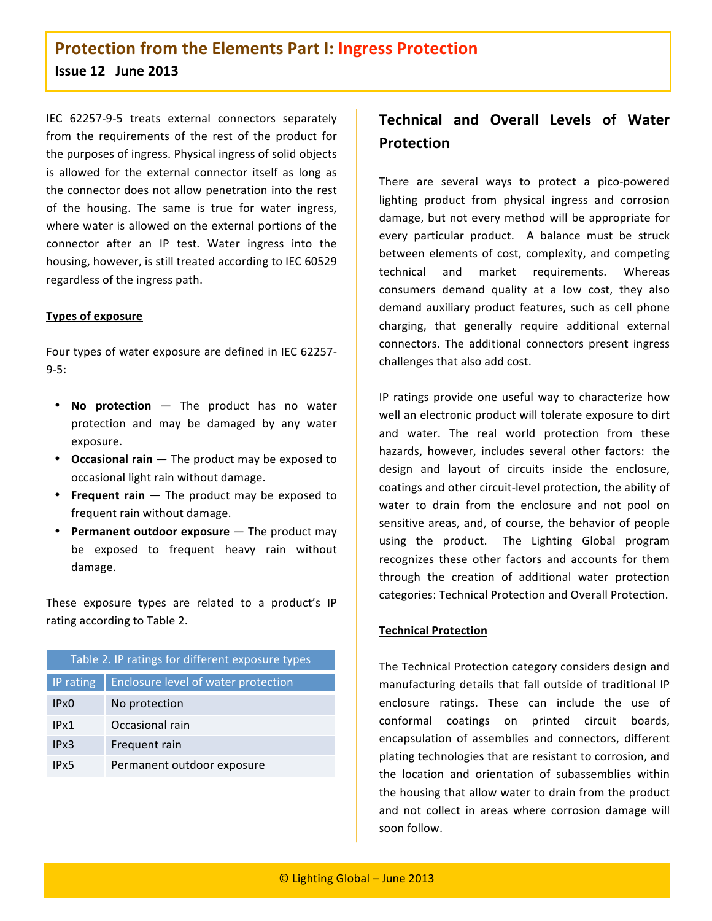IEC 62257-9-5 treats external connectors separately from the requirements of the rest of the product for the purposes of ingress. Physical ingress of solid objects is allowed for the external connector itself as long as the connector does not allow penetration into the rest of the housing. The same is true for water ingress, where water is allowed on the external portions of the connector after an IP test. Water ingress into the housing, however, is still treated according to IEC 60529 regardless of the ingress path.

**Types of exposure**

Four types of water exposure are defined in IEC 62257-9-5:

- **No protection** — The product has no water protection and may be damaged by any water exposure.
- **Occasional rain** — The product may be exposed to occasional light rain without damage.
- **Frequent rain** — The product may be exposed to frequent rain without damage.
- **Permanent outdoor exposure** — The product may be exposed to frequent heavy rain without damage.

These exposure types are related to a product's IP rating according to Table 2.

Table 2. IP ratings for different exposure types

| IP rating | Enclosure level of water protection |
| --- | --- |
| IPx0 | No protection |
| IPx1 | Occasional rain |
| IPx3 | Frequent rain |
| IPx5 | Permanent outdoor exposure |

## Technical and Overall Levels of Water Protection

There are several ways to protect a pico-powered lighting product from physical ingress and corrosion damage, but not every method will be appropriate for every particular product. A balance must be struck between elements of cost, complexity, and competing technical and market requirements. Whereas consumers demand quality at a low cost, they also demand auxiliary product features, such as cell phone charging, that generally require additional external connectors. The additional connectors present ingress challenges that also add cost.

IP ratings provide one useful way to characterize how well an electronic product will tolerate exposure to dirt and water. The real world protection from these hazards, however, includes several other factors: the design and layout of circuits inside the enclosure, coatings and other circuit-level protection, the ability of water to drain from the enclosure and not pool on sensitive areas, and, of course, the behavior of people using the product. The Lighting Global program recognizes these other factors and accounts for them through the creation of additional water protection categories: Technical Protection and Overall Protection.

**Technical Protection**

The Technical Protection category considers design and manufacturing details that fall outside of traditional IP enclosure ratings. These can include the use of conformal coatings on printed circuit boards, encapsulation of assemblies and connectors, different plating technologies that are resistant to corrosion, and the location and orientation of subassemblies within the housing that allow water to drain from the product and not collect in areas where corrosion damage will soon follow.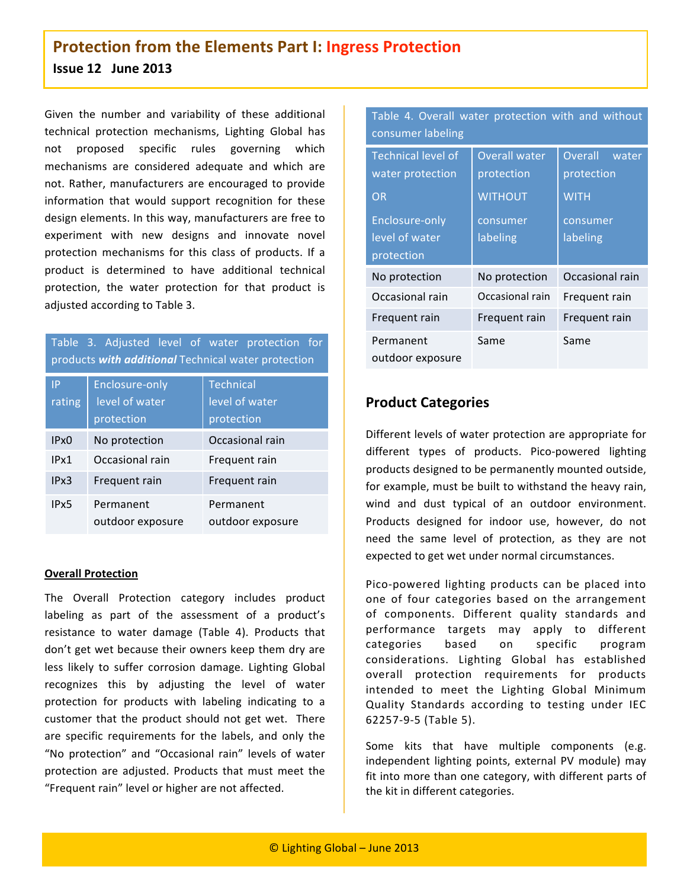Given the number and variability of these additional technical protection mechanisms, Lighting Global has not proposed specific rules governing which mechanisms are considered adequate and which are not. Rather, manufacturers are encouraged to provide information that would support recognition for these design elements. In this way, manufacturers are free to experiment with new designs and innovate novel protection mechanisms for this class of products. If a product is determined to have additional technical protection, the water protection for that product is adjusted according to Table 3.

Table 3. Adjusted level of water protection for products ***with additional*** Technical water protection

| IP rating | Enclosure-only level of water protection | Technical level of water protection |
|---|---|---|
| IPx0 | No protection | Occasional rain |
| IPx1 | Occasional rain | Frequent rain |
| IPx3 | Frequent rain | Frequent rain |
| IPx5 | Permanent outdoor exposure | Permanent outdoor exposure |

**Overall Protection**

The Overall Protection category includes product labeling as part of the assessment of a product's resistance to water damage (Table 4). Products that don't get wet because their owners keep them dry are less likely to suffer corrosion damage. Lighting Global recognizes this by adjusting the level of water protection for products with labeling indicating to a customer that the product should not get wet. There are specific requirements for the labels, and only the "No protection" and "Occasional rain" levels of water protection are adjusted. Products that must meet the "Frequent rain" level or higher are not affected.

Table 4. Overall water protection with and without consumer labeling

| Technical level of water protection OR Enclosure-only level of water protection | Overall water protection WITHOUT consumer labeling | Overall water protection WITH consumer labeling |
|---|---|---|
| No protection | No protection | Occasional rain |
| Occasional rain | Occasional rain | Frequent rain |
| Frequent rain | Frequent rain | Frequent rain |
| Permanent outdoor exposure | Same | Same |

## Product Categories

Different levels of water protection are appropriate for different types of products. Pico-powered lighting products designed to be permanently mounted outside, for example, must be built to withstand the heavy rain, wind and dust typical of an outdoor environment. Products designed for indoor use, however, do not need the same level of protection, as they are not expected to get wet under normal circumstances.

Pico-powered lighting products can be placed into one of four categories based on the arrangement of components. Different quality standards and performance targets may apply to different categories based on specific program considerations. Lighting Global has established overall protection requirements for products intended to meet the Lighting Global Minimum Quality Standards according to testing under IEC 62257-9-5 (Table 5).

Some kits that have multiple components (e.g. independent lighting points, external PV module) may fit into more than one category, with different parts of the kit in different categories.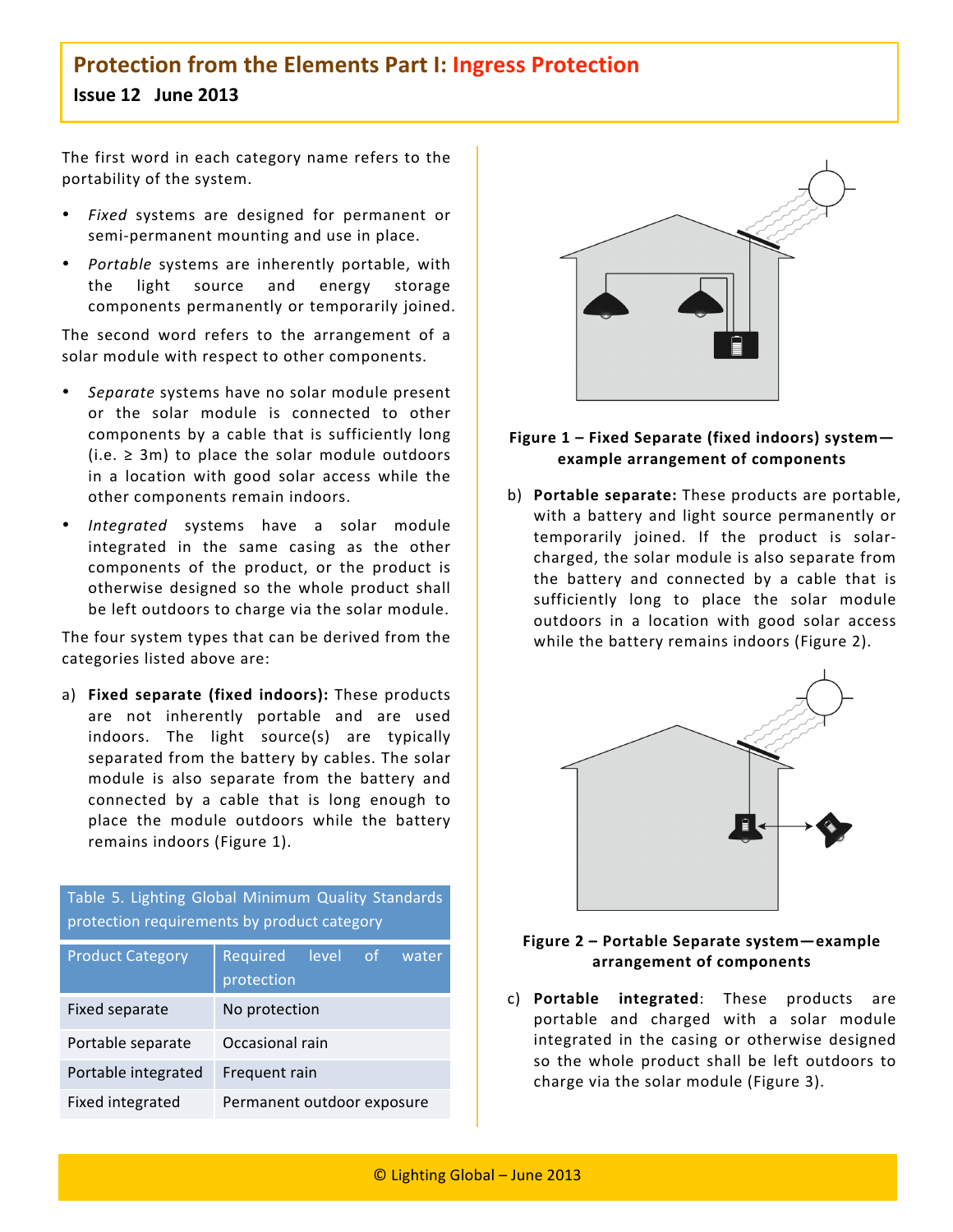The first word in each category name refers to the portability of the system.

- *Fixed* systems are designed for permanent or semi-permanent mounting and use in place.
- *Portable* systems are inherently portable, with the light source and energy storage components permanently or temporarily joined.

The second word refers to the arrangement of a solar module with respect to other components.

- *Separate* systems have no solar module present or the solar module is connected to other components by a cable that is sufficiently long (i.e. ≥ 3m) to place the solar module outdoors in a location with good solar access while the other components remain indoors.
- *Integrated* systems have a solar module integrated in the same casing as the other components of the product, or the product is otherwise designed so the whole product shall be left outdoors to charge via the solar module.

The four system types that can be derived from the categories listed above are:

a) **Fixed separate (fixed indoors):** These products are not inherently portable and are used indoors. The light source(s) are typically separated from the battery by cables. The solar module is also separate from the battery and connected by a cable that is long enough to place the module outdoors while the battery remains indoors (Figure 1).

| Table 5. Lighting Global Minimum Quality Standards protection requirements by product category | |
|---|---|
| **Product Category** | **Required level of water protection** |
| Fixed separate | No protection |
| Portable separate | Occasional rain |
| Portable integrated | Frequent rain |
| Fixed integrated | Permanent outdoor exposure |

**Figure 1 – Fixed Separate (fixed indoors) system—example arrangement of components**

b) **Portable separate:** These products are portable, with a battery and light source permanently or temporarily joined. If the product is solar-charged, the solar module is also separate from the battery and connected by a cable that is sufficiently long to place the solar module outdoors in a location with good solar access while the battery remains indoors (Figure 2).

**Figure 2 – Portable Separate system—example arrangement of components**

c) **Portable integrated**: These products are portable and charged with a solar module integrated in the casing or otherwise designed so the whole product shall be left outdoors to charge via the solar module (Figure 3).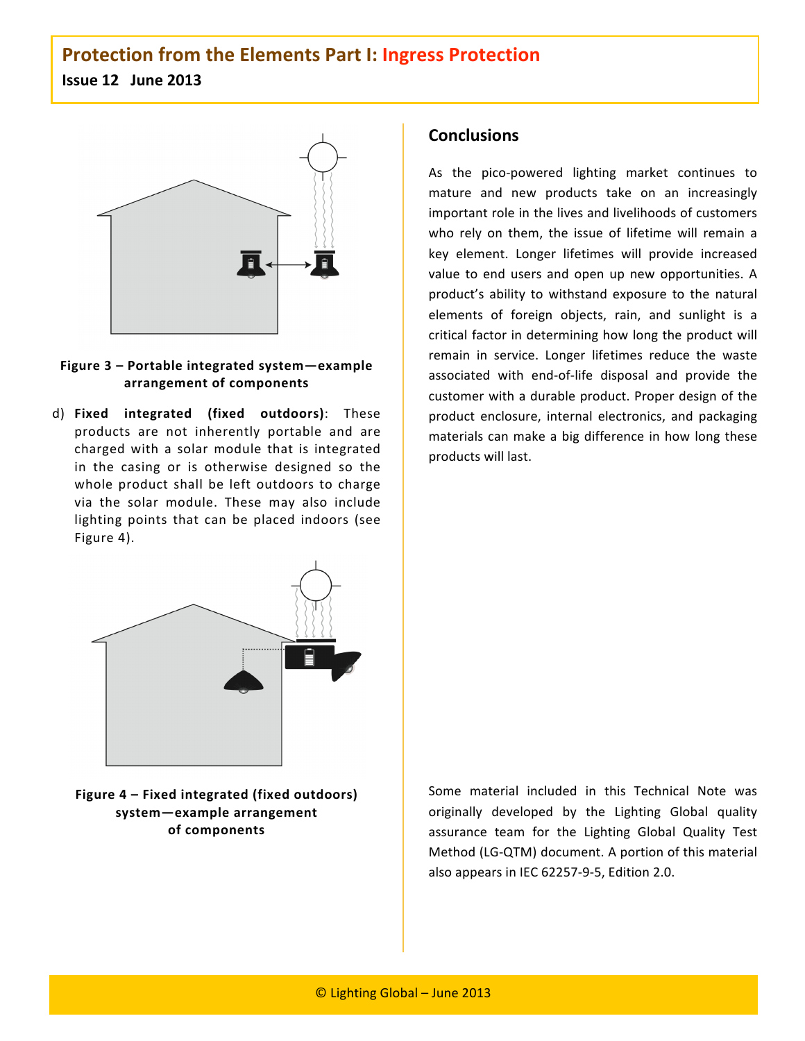Figure 3 – Portable integrated system—example arrangement of components

d) **Fixed integrated (fixed outdoors)**: These products are not inherently portable and are charged with a solar module that is integrated in the casing or is otherwise designed so the whole product shall be left outdoors to charge via the solar module. These may also include lighting points that can be placed indoors (see Figure 4).

Figure 4 – Fixed integrated (fixed outdoors) system—example arrangement of components

## Conclusions

As the pico-powered lighting market continues to mature and new products take on an increasingly important role in the lives and livelihoods of customers who rely on them, the issue of lifetime will remain a key element. Longer lifetimes will provide increased value to end users and open up new opportunities. A product's ability to withstand exposure to the natural elements of foreign objects, rain, and sunlight is a critical factor in determining how long the product will remain in service. Longer lifetimes reduce the waste associated with end-of-life disposal and provide the customer with a durable product. Proper design of the product enclosure, internal electronics, and packaging materials can make a big difference in how long these products will last.

Some material included in this Technical Note was originally developed by the Lighting Global quality assurance team for the Lighting Global Quality Test Method (LG-QTM) document. A portion of this material also appears in IEC 62257-9-5, Edition 2.0.